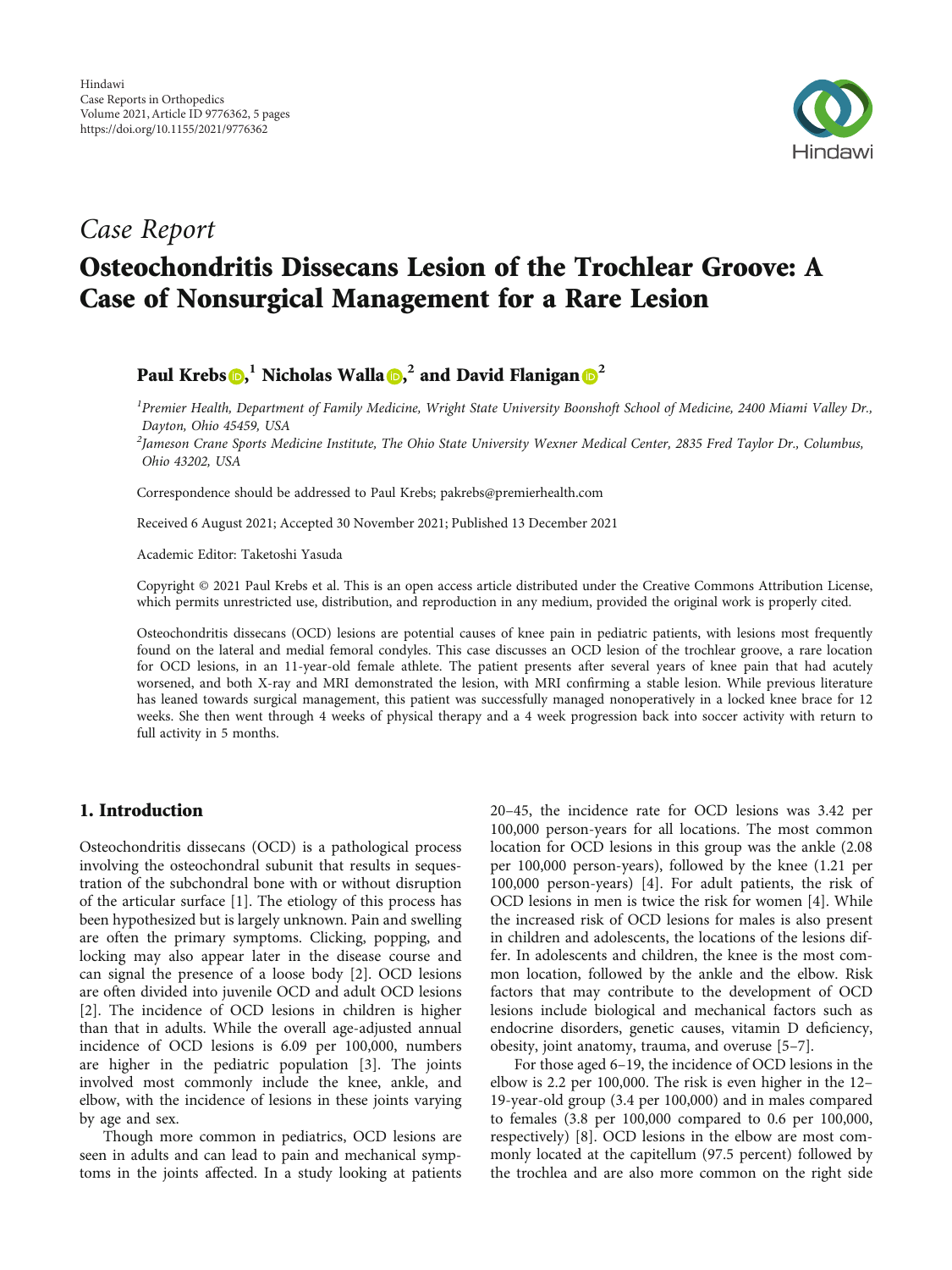*Case Report*

# Osteochondritis Dissecans Lesion of the Trochlear Groove: A Case of Nonsurgical Management for a Rare Lesion

**Paul Krebs**,[1] **Nicholas Walla**,[2] **and David Flanigan**[2]

[1]Premier Health, Department of Family Medicine, Wright State University Boonshoft School of Medicine, 2400 Miami Valley Dr., Dayton, Ohio 45459, USA

[2]Jameson Crane Sports Medicine Institute, The Ohio State University Wexner Medical Center, 2835 Fred Taylor Dr., Columbus, Ohio 43202, USA

Correspondence should be addressed to Paul Krebs; pakrebs@premierhealth.com

Received 6 August 2021; Accepted 30 November 2021; Published 13 December 2021

Academic Editor: Taketoshi Yasuda

Copyright © 2021 Paul Krebs et al. This is an open access article distributed under the Creative Commons Attribution License, which permits unrestricted use, distribution, and reproduction in any medium, provided the original work is properly cited.

Osteochondritis dissecans (OCD) lesions are potential causes of knee pain in pediatric patients, with lesions most frequently found on the lateral and medial femoral condyles. This case discusses an OCD lesion of the trochlear groove, a rare location for OCD lesions, in an 11-year-old female athlete. The patient presents after several years of knee pain that had acutely worsened, and both X-ray and MRI demonstrated the lesion, with MRI confirming a stable lesion. While previous literature has leaned towards surgical management, this patient was successfully managed nonoperatively in a locked knee brace for 12 weeks. She then went through 4 weeks of physical therapy and a 4 week progression back into soccer activity with return to full activity in 5 months.

## 1. Introduction

Osteochondritis dissecans (OCD) is a pathological process involving the osteochondral subunit that results in sequestration of the subchondral bone with or without disruption of the articular surface [1]. The etiology of this process has been hypothesized but is largely unknown. Pain and swelling are often the primary symptoms. Clicking, popping, and locking may also appear later in the disease course and can signal the presence of a loose body [2]. OCD lesions are often divided into juvenile OCD and adult OCD lesions [2]. The incidence of OCD lesions in children is higher than that in adults. While the overall age-adjusted annual incidence of OCD lesions is 6.09 per 100,000, numbers are higher in the pediatric population [3]. The joints involved most commonly include the knee, ankle, and elbow, with the incidence of lesions in these joints varying by age and sex.

Though more common in pediatrics, OCD lesions are seen in adults and can lead to pain and mechanical symptoms in the joints affected. In a study looking at patients 20–45, the incidence rate for OCD lesions was 3.42 per 100,000 person-years for all locations. The most common location for OCD lesions in this group was the ankle (2.08 per 100,000 person-years), followed by the knee (1.21 per 100,000 person-years) [4]. For adult patients, the risk of OCD lesions in men is twice the risk for women [4]. While the increased risk of OCD lesions for males is also present in children and adolescents, the locations of the lesions differ. In adolescents and children, the knee is the most common location, followed by the ankle and the elbow. Risk factors that may contribute to the development of OCD lesions include biological and mechanical factors such as endocrine disorders, genetic causes, vitamin D deficiency, obesity, joint anatomy, trauma, and overuse [5–7].

For those aged 6–19, the incidence of OCD lesions in the elbow is 2.2 per 100,000. The risk is even higher in the 12–19-year-old group (3.4 per 100,000) and in males compared to females (3.8 per 100,000 compared to 0.6 per 100,000, respectively) [8]. OCD lesions in the elbow are most commonly located at the capitellum (97.5 percent) followed by the trochlea and are also more common on the right side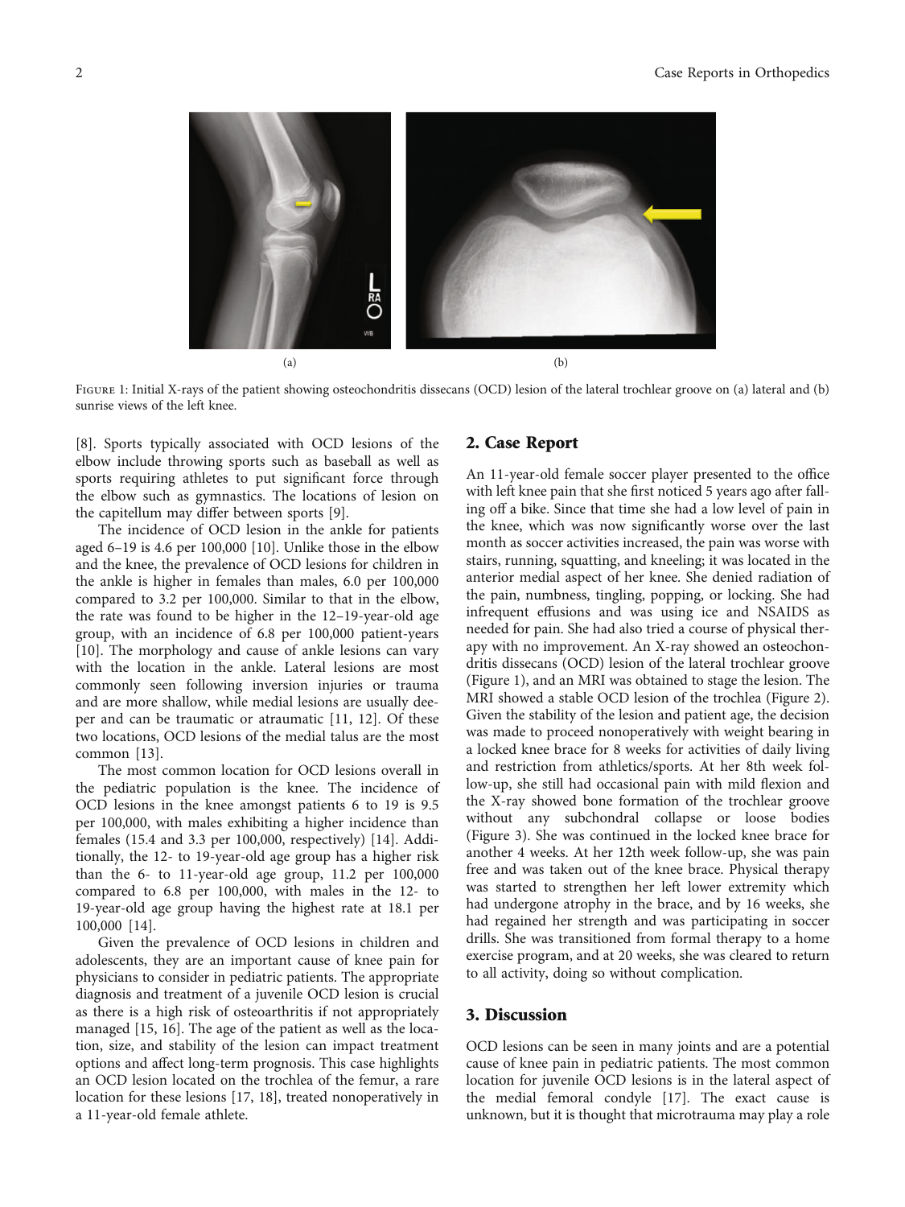Figure 1: Initial X-rays of the patient showing osteochondritis dissecans (OCD) lesion of the lateral trochlear groove on (a) lateral and (b) sunrise views of the left knee.

[8]. Sports typically associated with OCD lesions of the elbow include throwing sports such as baseball as well as sports requiring athletes to put significant force through the elbow such as gymnastics. The locations of lesion on the capitellum may differ between sports [9].

The incidence of OCD lesion in the ankle for patients aged 6–19 is 4.6 per 100,000 [10]. Unlike those in the elbow and the knee, the prevalence of OCD lesions for children in the ankle is higher in females than males, 6.0 per 100,000 compared to 3.2 per 100,000. Similar to that in the elbow, the rate was found to be higher in the 12–19-year-old age group, with an incidence of 6.8 per 100,000 patient-years [10]. The morphology and cause of ankle lesions can vary with the location in the ankle. Lateral lesions are most commonly seen following inversion injuries or trauma and are more shallow, while medial lesions are usually deeper and can be traumatic or atraumatic [11, 12]. Of these two locations, OCD lesions of the medial talus are the most common [13].

The most common location for OCD lesions overall in the pediatric population is the knee. The incidence of OCD lesions in the knee amongst patients 6 to 19 is 9.5 per 100,000, with males exhibiting a higher incidence than females (15.4 and 3.3 per 100,000, respectively) [14]. Additionally, the 12- to 19-year-old age group has a higher risk than the 6- to 11-year-old age group, 11.2 per 100,000 compared to 6.8 per 100,000, with males in the 12- to 19-year-old age group having the highest rate at 18.1 per 100,000 [14].

Given the prevalence of OCD lesions in children and adolescents, they are an important cause of knee pain for physicians to consider in pediatric patients. The appropriate diagnosis and treatment of a juvenile OCD lesion is crucial as there is a high risk of osteoarthritis if not appropriately managed [15, 16]. The age of the patient as well as the location, size, and stability of the lesion can impact treatment options and affect long-term prognosis. This case highlights an OCD lesion located on the trochlea of the femur, a rare location for these lesions [17, 18], treated nonoperatively in a 11-year-old female athlete.

## 2. Case Report

An 11-year-old female soccer player presented to the office with left knee pain that she first noticed 5 years ago after falling off a bike. Since that time she had a low level of pain in the knee, which was now significantly worse over the last month as soccer activities increased, the pain was worse with stairs, running, squatting, and kneeling; it was located in the anterior medial aspect of her knee. She denied radiation of the pain, numbness, tingling, popping, or locking. She had infrequent effusions and was using ice and NSAIDS as needed for pain. She had also tried a course of physical therapy with no improvement. An X-ray showed an osteochondritis dissecans (OCD) lesion of the lateral trochlear groove (Figure 1), and an MRI was obtained to stage the lesion. The MRI showed a stable OCD lesion of the trochlea (Figure 2). Given the stability of the lesion and patient age, the decision was made to proceed nonoperatively with weight bearing in a locked knee brace for 8 weeks for activities of daily living and restriction from athletics/sports. At her 8th week follow-up, she still had occasional pain with mild flexion and the X-ray showed bone formation of the trochlear groove without any subchondral collapse or loose bodies (Figure 3). She was continued in the locked knee brace for another 4 weeks. At her 12th week follow-up, she was pain free and was taken out of the knee brace. Physical therapy was started to strengthen her left lower extremity which had undergone atrophy in the brace, and by 16 weeks, she had regained her strength and was participating in soccer drills. She was transitioned from formal therapy to a home exercise program, and at 20 weeks, she was cleared to return to all activity, doing so without complication.

## 3. Discussion

OCD lesions can be seen in many joints and are a potential cause of knee pain in pediatric patients. The most common location for juvenile OCD lesions is in the lateral aspect of the medial femoral condyle [17]. The exact cause is unknown, but it is thought that microtrauma may play a role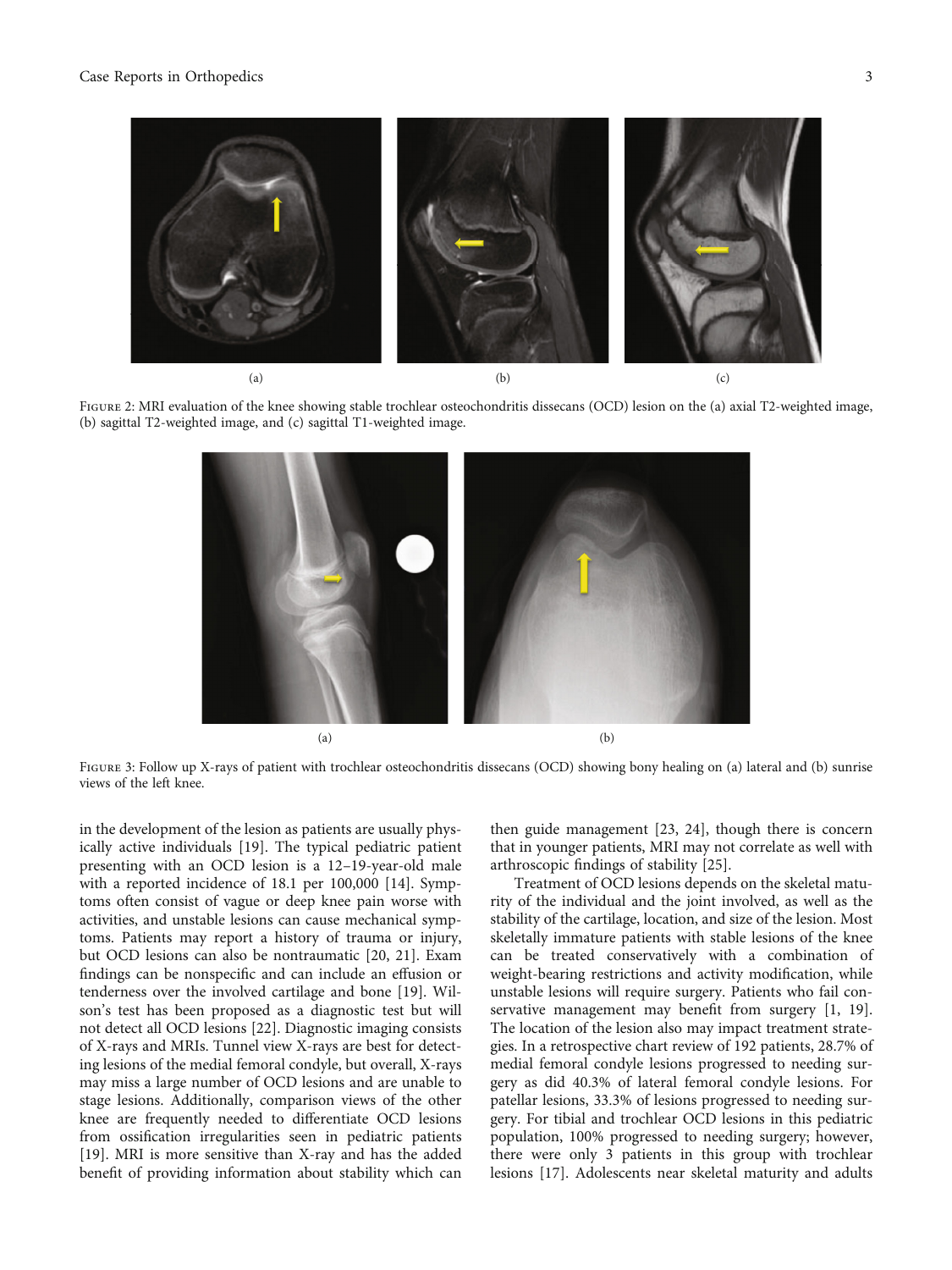Figure 2: MRI evaluation of the knee showing stable trochlear osteochondritis dissecans (OCD) lesion on the (a) axial T2-weighted image, (b) sagittal T2-weighted image, and (c) sagittal T1-weighted image.

Figure 3: Follow up X-rays of patient with trochlear osteochondritis dissecans (OCD) showing bony healing on (a) lateral and (b) sunrise views of the left knee.

in the development of the lesion as patients are usually physically active individuals [19]. The typical pediatric patient presenting with an OCD lesion is a 12–19-year-old male with a reported incidence of 18.1 per 100,000 [14]. Symptoms often consist of vague or deep knee pain worse with activities, and unstable lesions can cause mechanical symptoms. Patients may report a history of trauma or injury, but OCD lesions can also be nontraumatic [20, 21]. Exam findings can be nonspecific and can include an effusion or tenderness over the involved cartilage and bone [19]. Wilson's test has been proposed as a diagnostic test but will not detect all OCD lesions [22]. Diagnostic imaging consists of X-rays and MRIs. Tunnel view X-rays are best for detecting lesions of the medial femoral condyle, but overall, X-rays may miss a large number of OCD lesions and are unable to stage lesions. Additionally, comparison views of the other knee are frequently needed to differentiate OCD lesions from ossification irregularities seen in pediatric patients [19]. MRI is more sensitive than X-ray and has the added benefit of providing information about stability which can then guide management [23, 24], though there is concern that in younger patients, MRI may not correlate as well with arthroscopic findings of stability [25].

Treatment of OCD lesions depends on the skeletal maturity of the individual and the joint involved, as well as the stability of the cartilage, location, and size of the lesion. Most skeletally immature patients with stable lesions of the knee can be treated conservatively with a combination of weight-bearing restrictions and activity modification, while unstable lesions will require surgery. Patients who fail conservative management may benefit from surgery [1, 19]. The location of the lesion also may impact treatment strategies. In a retrospective chart review of 192 patients, 28.7% of medial femoral condyle lesions progressed to needing surgery as did 40.3% of lateral femoral condyle lesions. For patellar lesions, 33.3% of lesions progressed to needing surgery. For tibial and trochlear OCD lesions in this pediatric population, 100% progressed to needing surgery; however, there were only 3 patients in this group with trochlear lesions [17]. Adolescents near skeletal maturity and adults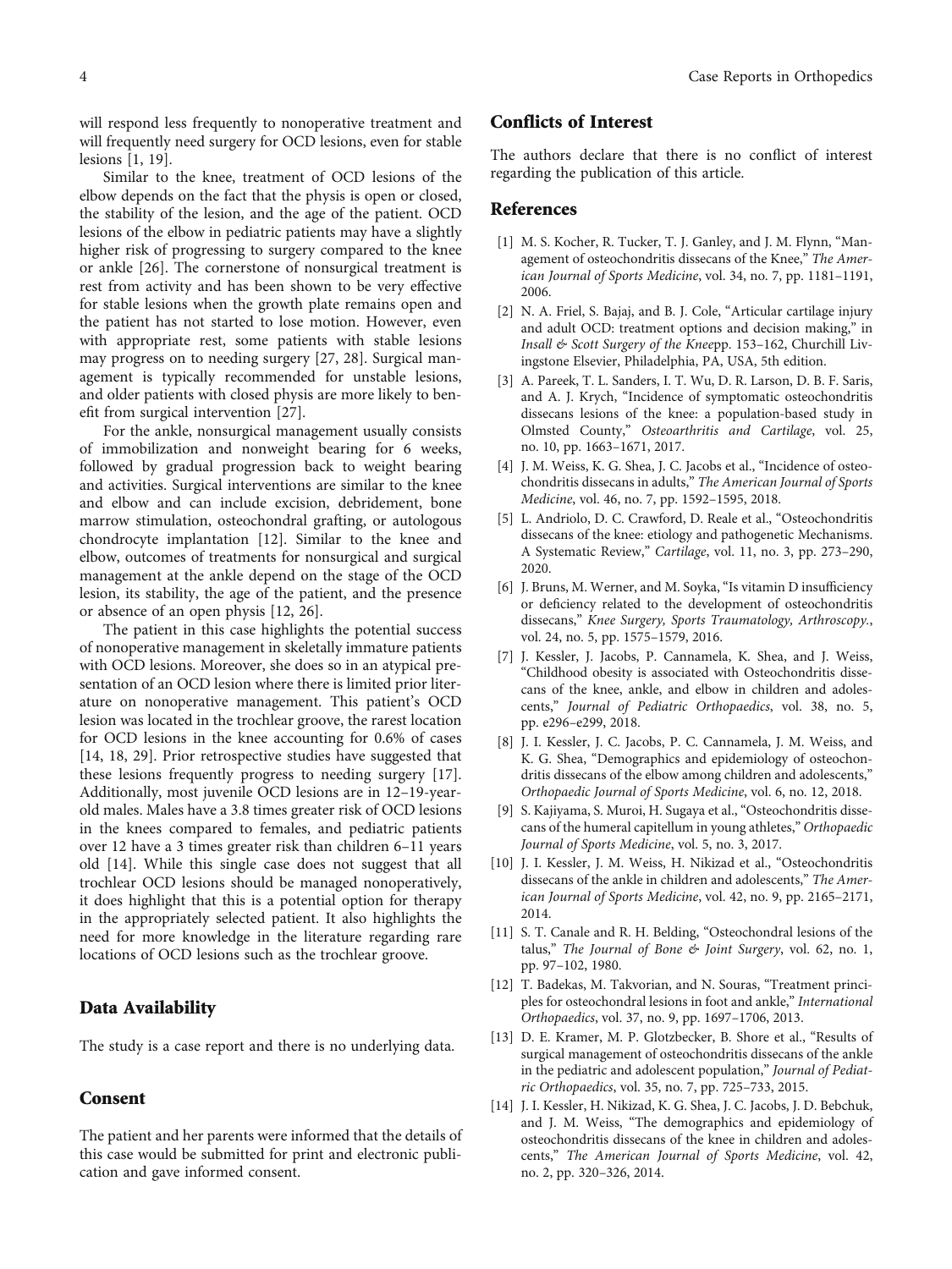will respond less frequently to nonoperative treatment and will frequently need surgery for OCD lesions, even for stable lesions [1, 19].

Similar to the knee, treatment of OCD lesions of the elbow depends on the fact that the physis is open or closed, the stability of the lesion, and the age of the patient. OCD lesions of the elbow in pediatric patients may have a slightly higher risk of progressing to surgery compared to the knee or ankle [26]. The cornerstone of nonsurgical treatment is rest from activity and has been shown to be very effective for stable lesions when the growth plate remains open and the patient has not started to lose motion. However, even with appropriate rest, some patients with stable lesions may progress on to needing surgery [27, 28]. Surgical management is typically recommended for unstable lesions, and older patients with closed physis are more likely to benefit from surgical intervention [27].

For the ankle, nonsurgical management usually consists of immobilization and nonweight bearing for 6 weeks, followed by gradual progression back to weight bearing and activities. Surgical interventions are similar to the knee and elbow and can include excision, debridement, bone marrow stimulation, osteochondral grafting, or autologous chondrocyte implantation [12]. Similar to the knee and elbow, outcomes of treatments for nonsurgical and surgical management at the ankle depend on the stage of the OCD lesion, its stability, the age of the patient, and the presence or absence of an open physis [12, 26].

The patient in this case highlights the potential success of nonoperative management in skeletally immature patients with OCD lesions. Moreover, she does so in an atypical presentation of an OCD lesion where there is limited prior literature on nonoperative management. This patient's OCD lesion was located in the trochlear groove, the rarest location for OCD lesions in the knee accounting for 0.6% of cases [14, 18, 29]. Prior retrospective studies have suggested that these lesions frequently progress to needing surgery [17]. Additionally, most juvenile OCD lesions are in 12–19-year-old males. Males have a 3.8 times greater risk of OCD lesions in the knees compared to females, and pediatric patients over 12 have a 3 times greater risk than children 6–11 years old [14]. While this single case does not suggest that all trochlear OCD lesions should be managed nonoperatively, it does highlight that this is a potential option for therapy in the appropriately selected patient. It also highlights the need for more knowledge in the literature regarding rare locations of OCD lesions such as the trochlear groove.

## Data Availability

The study is a case report and there is no underlying data.

## Consent

The patient and her parents were informed that the details of this case would be submitted for print and electronic publication and gave informed consent.

## Conflicts of Interest

The authors declare that there is no conflict of interest regarding the publication of this article.

## References

[1] M. S. Kocher, R. Tucker, T. J. Ganley, and J. M. Flynn, "Management of osteochondritis dissecans of the Knee," *The American Journal of Sports Medicine*, vol. 34, no. 7, pp. 1181–1191, 2006.

[2] N. A. Friel, S. Bajaj, and B. J. Cole, "Articular cartilage injury and adult OCD: treatment options and decision making," in *Insall & Scott Surgery of the Knee*pp. 153–162, Churchill Livingstone Elsevier, Philadelphia, PA, USA, 5th edition.

[3] A. Pareek, T. L. Sanders, I. T. Wu, D. R. Larson, D. B. F. Saris, and A. J. Krych, "Incidence of symptomatic osteochondritis dissecans lesions of the knee: a population-based study in Olmsted County," *Osteoarthritis and Cartilage*, vol. 25, no. 10, pp. 1663–1671, 2017.

[4] J. M. Weiss, K. G. Shea, J. C. Jacobs et al., "Incidence of osteochondritis dissecans in adults," *The American Journal of Sports Medicine*, vol. 46, no. 7, pp. 1592–1595, 2018.

[5] L. Andriolo, D. C. Crawford, D. Reale et al., "Osteochondritis dissecans of the knee: etiology and pathogenetic Mechanisms. A Systematic Review," *Cartilage*, vol. 11, no. 3, pp. 273–290, 2020.

[6] J. Bruns, M. Werner, and M. Soyka, "Is vitamin D insufficiency or deficiency related to the development of osteochondritis dissecans," *Knee Surgery, Sports Traumatology, Arthroscopy.*, vol. 24, no. 5, pp. 1575–1579, 2016.

[7] J. Kessler, J. Jacobs, P. Cannamela, K. Shea, and J. Weiss, "Childhood obesity is associated with Osteochondritis dissecans of the knee, ankle, and elbow in children and adolescents," *Journal of Pediatric Orthopaedics*, vol. 38, no. 5, pp. e296–e299, 2018.

[8] J. I. Kessler, J. C. Jacobs, P. C. Cannamela, J. M. Weiss, and K. G. Shea, "Demographics and epidemiology of osteochondritis dissecans of the elbow among children and adolescents," *Orthopaedic Journal of Sports Medicine*, vol. 6, no. 12, 2018.

[9] S. Kajiyama, S. Muroi, H. Sugaya et al., "Osteochondritis dissecans of the humeral capitellum in young athletes," *Orthopaedic Journal of Sports Medicine*, vol. 5, no. 3, 2017.

[10] J. I. Kessler, J. M. Weiss, H. Nikizad et al., "Osteochondritis dissecans of the ankle in children and adolescents," *The American Journal of Sports Medicine*, vol. 42, no. 9, pp. 2165–2171, 2014.

[11] S. T. Canale and R. H. Belding, "Osteochondral lesions of the talus," *The Journal of Bone & Joint Surgery*, vol. 62, no. 1, pp. 97–102, 1980.

[12] T. Badekas, M. Takvorian, and N. Souras, "Treatment principles for osteochondral lesions in foot and ankle," *International Orthopaedics*, vol. 37, no. 9, pp. 1697–1706, 2013.

[13] D. E. Kramer, M. P. Glotzbecker, B. Shore et al., "Results of surgical management of osteochondritis dissecans of the ankle in the pediatric and adolescent population," *Journal of Pediatric Orthopaedics*, vol. 35, no. 7, pp. 725–733, 2015.

[14] J. I. Kessler, H. Nikizad, K. G. Shea, J. C. Jacobs, J. D. Bebchuk, and J. M. Weiss, "The demographics and epidemiology of osteochondritis dissecans of the knee in children and adolescents," *The American Journal of Sports Medicine*, vol. 42, no. 2, pp. 320–326, 2014.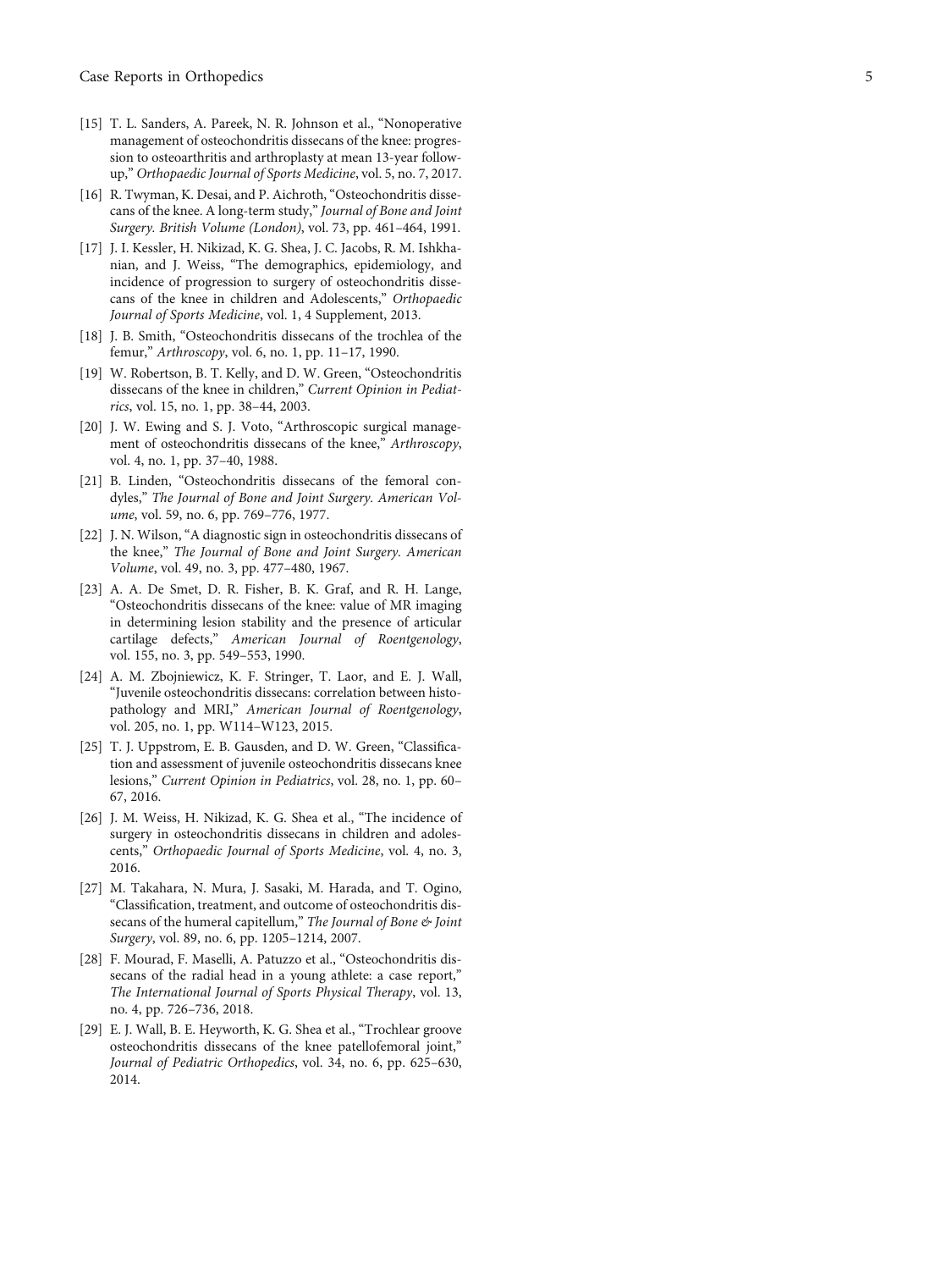[15] T. L. Sanders, A. Pareek, N. R. Johnson et al., "Nonoperative management of osteochondritis dissecans of the knee: progression to osteoarthritis and arthroplasty at mean 13-year follow-up," *Orthopaedic Journal of Sports Medicine*, vol. 5, no. 7, 2017.

[16] R. Twyman, K. Desai, and P. Aichroth, "Osteochondritis dissecans of the knee. A long-term study," *Journal of Bone and Joint Surgery. British Volume (London)*, vol. 73, pp. 461–464, 1991.

[17] J. I. Kessler, H. Nikizad, K. G. Shea, J. C. Jacobs, R. M. Ishkhanian, and J. Weiss, "The demographics, epidemiology, and incidence of progression to surgery of osteochondritis dissecans of the knee in children and Adolescents," *Orthopaedic Journal of Sports Medicine*, vol. 1, 4 Supplement, 2013.

[18] J. B. Smith, "Osteochondritis dissecans of the trochlea of the femur," *Arthroscopy*, vol. 6, no. 1, pp. 11–17, 1990.

[19] W. Robertson, B. T. Kelly, and D. W. Green, "Osteochondritis dissecans of the knee in children," *Current Opinion in Pediatrics*, vol. 15, no. 1, pp. 38–44, 2003.

[20] J. W. Ewing and S. J. Voto, "Arthroscopic surgical management of osteochondritis dissecans of the knee," *Arthroscopy*, vol. 4, no. 1, pp. 37–40, 1988.

[21] B. Linden, "Osteochondritis dissecans of the femoral condyles," *The Journal of Bone and Joint Surgery. American Volume*, vol. 59, no. 6, pp. 769–776, 1977.

[22] J. N. Wilson, "A diagnostic sign in osteochondritis dissecans of the knee," *The Journal of Bone and Joint Surgery. American Volume*, vol. 49, no. 3, pp. 477–480, 1967.

[23] A. A. De Smet, D. R. Fisher, B. K. Graf, and R. H. Lange, "Osteochondritis dissecans of the knee: value of MR imaging in determining lesion stability and the presence of articular cartilage defects," *American Journal of Roentgenology*, vol. 155, no. 3, pp. 549–553, 1990.

[24] A. M. Zbojniewicz, K. F. Stringer, T. Laor, and E. J. Wall, "Juvenile osteochondritis dissecans: correlation between histopathology and MRI," *American Journal of Roentgenology*, vol. 205, no. 1, pp. W114–W123, 2015.

[25] T. J. Uppstrom, E. B. Gausden, and D. W. Green, "Classification and assessment of juvenile osteochondritis dissecans knee lesions," *Current Opinion in Pediatrics*, vol. 28, no. 1, pp. 60–67, 2016.

[26] J. M. Weiss, H. Nikizad, K. G. Shea et al., "The incidence of surgery in osteochondritis dissecans in children and adolescents," *Orthopaedic Journal of Sports Medicine*, vol. 4, no. 3, 2016.

[27] M. Takahara, N. Mura, J. Sasaki, M. Harada, and T. Ogino, "Classification, treatment, and outcome of osteochondritis dissecans of the humeral capitellum," *The Journal of Bone & Joint Surgery*, vol. 89, no. 6, pp. 1205–1214, 2007.

[28] F. Mourad, F. Maselli, A. Patuzzo et al., "Osteochondritis dissecans of the radial head in a young athlete: a case report," *The International Journal of Sports Physical Therapy*, vol. 13, no. 4, pp. 726–736, 2018.

[29] E. J. Wall, B. E. Heyworth, K. G. Shea et al., "Trochlear groove osteochondritis dissecans of the knee patellofemoral joint," *Journal of Pediatric Orthopedics*, vol. 34, no. 6, pp. 625–630, 2014.